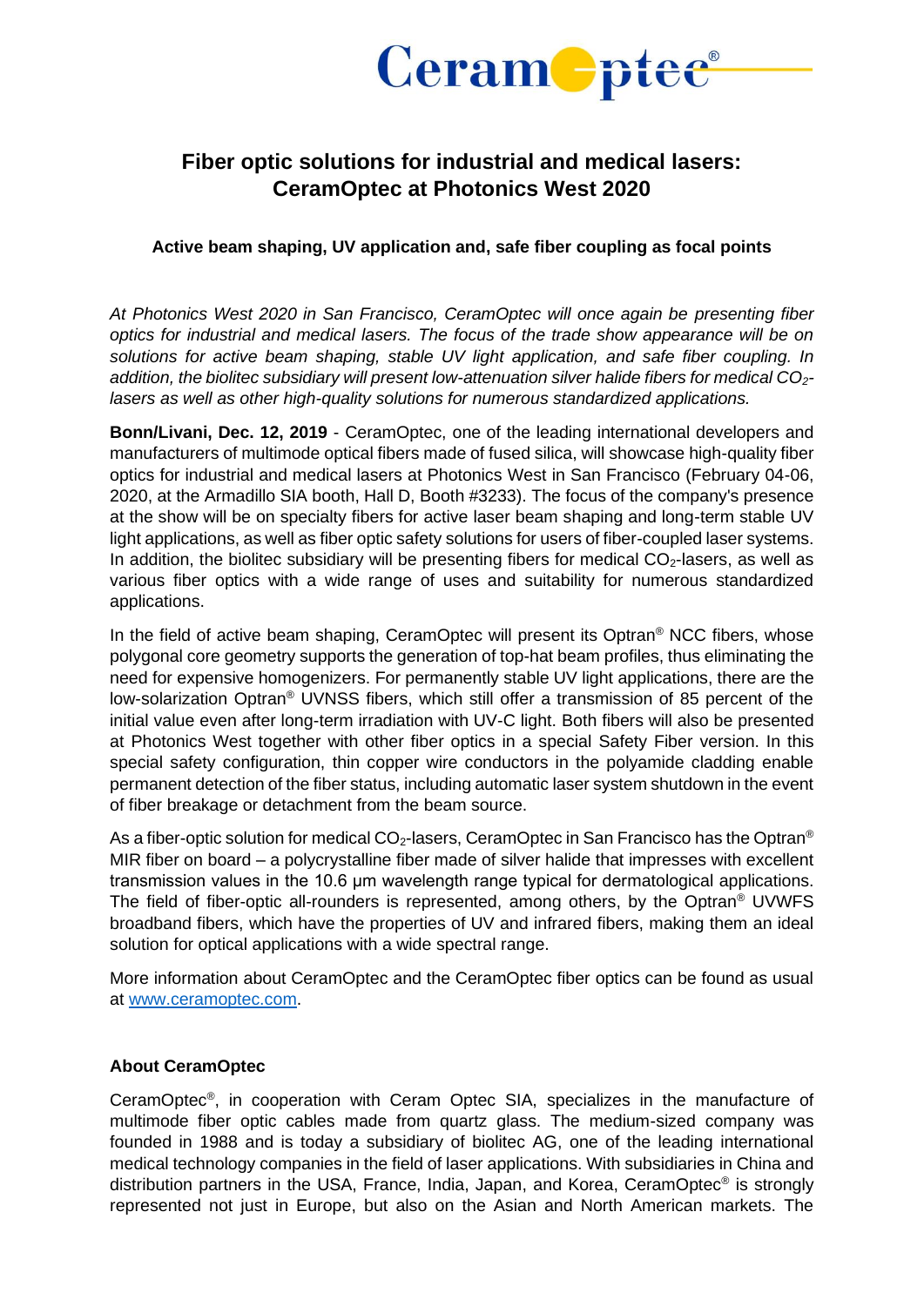# Fiber optic solutions for industrial and medical lasers: CeramOptec at Photonics West 2020

### Active beam shaping, UV application and, safe fiber coupling as focal points

*At Photonics West 2020 in San Francisco, CeramOptec will once again be presenting fiber optics for industrial and medical lasers. The focus of the trade show appearance will be on solutions for active beam shaping, stable UV light application, and safe fiber coupling. In addition, the biolitec subsidiary will present low-attenuation silver halide fibers for medical $CO_2$-lasers as well as other high-quality solutions for numerous standardized applications.*

**Bonn/Livani, Dec. 12, 2019** - CeramOptec, one of the leading international developers and manufacturers of multimode optical fibers made of fused silica, will showcase high-quality fiber optics for industrial and medical lasers at Photonics West in San Francisco (February 04-06, 2020, at the Armadillo SIA booth, Hall D, Booth #3233). The focus of the company's presence at the show will be on specialty fibers for active laser beam shaping and long-term stable UV light applications, as well as fiber optic safety solutions for users of fiber-coupled laser systems. In addition, the biolitec subsidiary will be presenting fibers for medical $CO_2$-lasers, as well as various fiber optics with a wide range of uses and suitability for numerous standardized applications.

In the field of active beam shaping, CeramOptec will present its Optran® NCC fibers, whose polygonal core geometry supports the generation of top-hat beam profiles, thus eliminating the need for expensive homogenizers. For permanently stable UV light applications, there are the low-solarization Optran® UVNSS fibers, which still offer a transmission of 85 percent of the initial value even after long-term irradiation with UV-C light. Both fibers will also be presented at Photonics West together with other fiber optics in a special Safety Fiber version. In this special safety configuration, thin copper wire conductors in the polyamide cladding enable permanent detection of the fiber status, including automatic laser system shutdown in the event of fiber breakage or detachment from the beam source.

As a fiber-optic solution for medical $CO_2$-lasers, CeramOptec in San Francisco has the Optran® MIR fiber on board – a polycrystalline fiber made of silver halide that impresses with excellent transmission values in the 10.6 µm wavelength range typical for dermatological applications. The field of fiber-optic all-rounders is represented, among others, by the Optran® UVWFS broadband fibers, which have the properties of UV and infrared fibers, making them an ideal solution for optical applications with a wide spectral range.

More information about CeramOptec and the CeramOptec fiber optics can be found as usual at www.ceramoptec.com.

#### About CeramOptec

CeramOptec®, in cooperation with Ceram Optec SIA, specializes in the manufacture of multimode fiber optic cables made from quartz glass. The medium-sized company was founded in 1988 and is today a subsidiary of biolitec AG, one of the leading international medical technology companies in the field of laser applications. With subsidiaries in China and distribution partners in the USA, France, India, Japan, and Korea, CeramOptec® is strongly represented not just in Europe, but also on the Asian and North American markets. The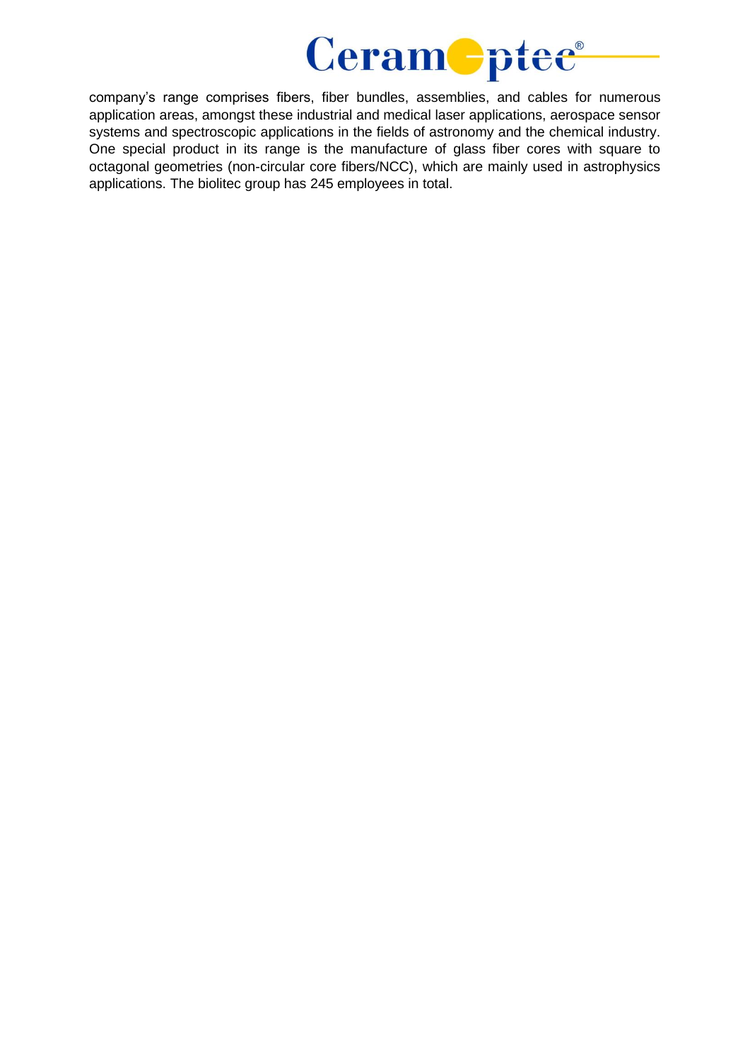company's range comprises fibers, fiber bundles, assemblies, and cables for numerous application areas, amongst these industrial and medical laser applications, aerospace sensor systems and spectroscopic applications in the fields of astronomy and the chemical industry. One special product in its range is the manufacture of glass fiber cores with square to octagonal geometries (non-circular core fibers/NCC), which are mainly used in astrophysics applications. The biolitec group has 245 employees in total.